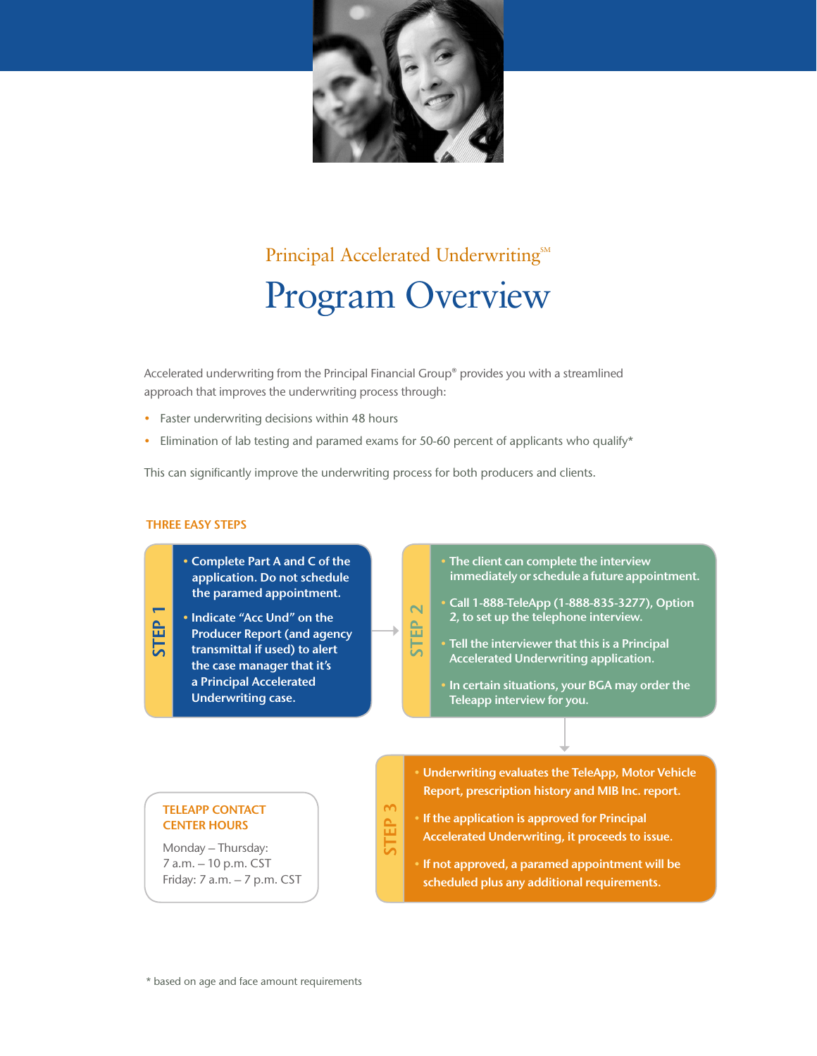Principal Accelerated Underwriting℠

# Program Overview

Accelerated underwriting from the Principal Financial Group® provides you with a streamlined approach that improves the underwriting process through:

- Faster underwriting decisions within 48 hours
- Elimination of lab testing and paramed exams for 50-60 percent of applicants who qualify*

This can significantly improve the underwriting process for both producers and clients.

## THREE EASY STEPS

### STEP 1

- Complete Part A and C of the application. Do not schedule the paramed appointment.
- Indicate "Acc Und" on the Producer Report (and agency transmittal if used) to alert the case manager that it's a Principal Accelerated Underwriting case.

### STEP 2

- The client can complete the interview immediately or schedule a future appointment.
- Call 1-888-TeleApp (1-888-835-3277), Option 2, to set up the telephone interview.
- Tell the interviewer that this is a Principal Accelerated Underwriting application.
- In certain situations, your BGA may order the Teleapp interview for you.

### STEP 3

- Underwriting evaluates the TeleApp, Motor Vehicle Report, prescription history and MIB Inc. report.
- If the application is approved for Principal Accelerated Underwriting, it proceeds to issue.
- If not approved, a paramed appointment will be scheduled plus any additional requirements.

### TELEAPP CONTACT CENTER HOURS

Monday – Thursday:
7 a.m. – 10 p.m. CST
Friday: 7 a.m. – 7 p.m. CST

\* based on age and face amount requirements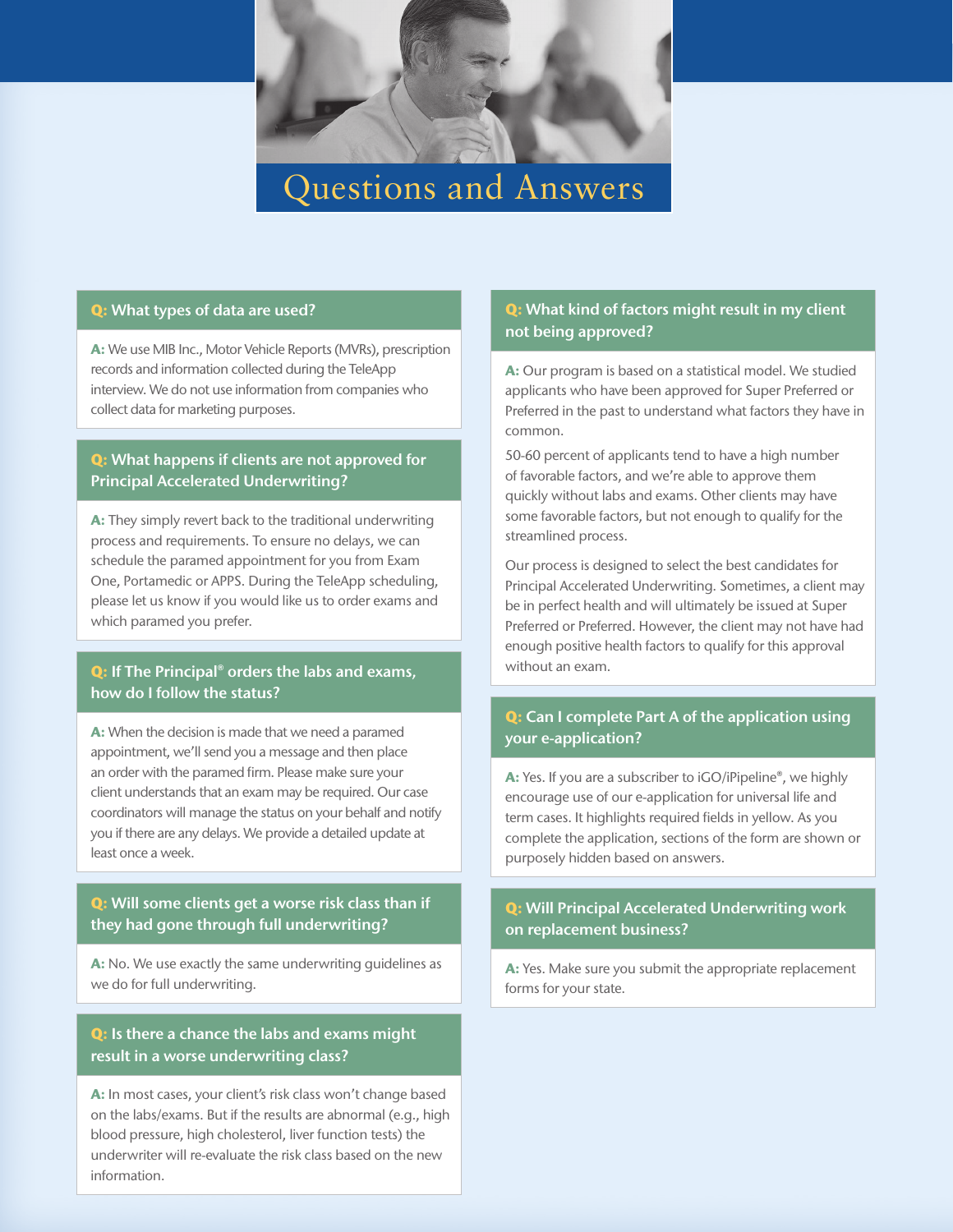# Questions and Answers

### Q: What types of data are used?

**A:** We use MIB Inc., Motor Vehicle Reports (MVRs), prescription records and information collected during the TeleApp interview. We do not use information from companies who collect data for marketing purposes.

### Q: What happens if clients are not approved for Principal Accelerated Underwriting?

**A:** They simply revert back to the traditional underwriting process and requirements. To ensure no delays, we can schedule the paramed appointment for you from Exam One, Portamedic or APPS. During the TeleApp scheduling, please let us know if you would like us to order exams and which paramed you prefer.

### Q: If The Principal® orders the labs and exams, how do I follow the status?

**A:** When the decision is made that we need a paramed appointment, we'll send you a message and then place an order with the paramed firm. Please make sure your client understands that an exam may be required. Our case coordinators will manage the status on your behalf and notify you if there are any delays. We provide a detailed update at least once a week.

### Q: Will some clients get a worse risk class than if they had gone through full underwriting?

**A:** No. We use exactly the same underwriting guidelines as we do for full underwriting.

### Q: Is there a chance the labs and exams might result in a worse underwriting class?

**A:** In most cases, your client's risk class won't change based on the labs/exams. But if the results are abnormal (e.g., high blood pressure, high cholesterol, liver function tests) the underwriter will re-evaluate the risk class based on the new information.

### Q: What kind of factors might result in my client not being approved?

**A:** Our program is based on a statistical model. We studied applicants who have been approved for Super Preferred or Preferred in the past to understand what factors they have in common.

50-60 percent of applicants tend to have a high number of favorable factors, and we're able to approve them quickly without labs and exams. Other clients may have some favorable factors, but not enough to qualify for the streamlined process.

Our process is designed to select the best candidates for Principal Accelerated Underwriting. Sometimes, a client may be in perfect health and will ultimately be issued at Super Preferred or Preferred. However, the client may not have had enough positive health factors to qualify for this approval without an exam.

### Q: Can I complete Part A of the application using your e-application?

**A:** Yes. If you are a subscriber to iGO/iPipeline®, we highly encourage use of our e-application for universal life and term cases. It highlights required fields in yellow. As you complete the application, sections of the form are shown or purposely hidden based on answers.

### Q: Will Principal Accelerated Underwriting work on replacement business?

**A:** Yes. Make sure you submit the appropriate replacement forms for your state.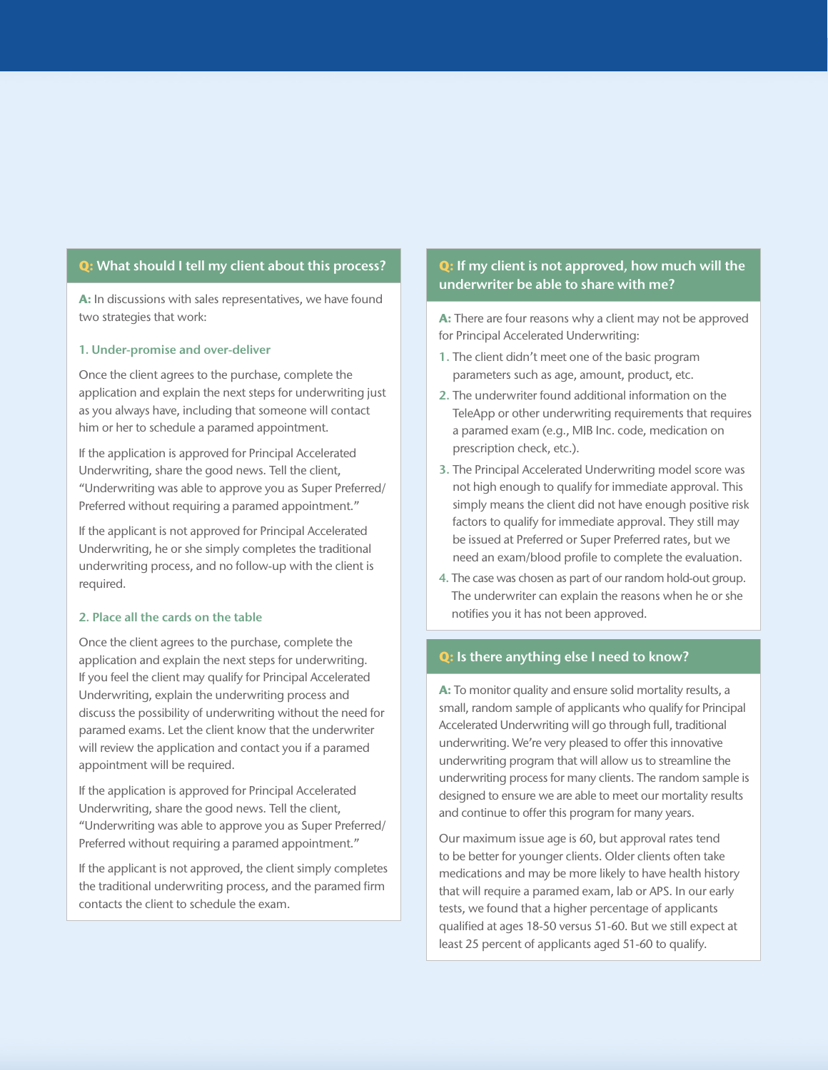### Q: What should I tell my client about this process?

**A:** In discussions with sales representatives, we have found two strategies that work:

#### 1. Under-promise and over-deliver

Once the client agrees to the purchase, complete the application and explain the next steps for underwriting just as you always have, including that someone will contact him or her to schedule a paramed appointment.

If the application is approved for Principal Accelerated Underwriting, share the good news. Tell the client, "Underwriting was able to approve you as Super Preferred/ Preferred without requiring a paramed appointment."

If the applicant is not approved for Principal Accelerated Underwriting, he or she simply completes the traditional underwriting process, and no follow-up with the client is required.

#### 2. Place all the cards on the table

Once the client agrees to the purchase, complete the application and explain the next steps for underwriting. If you feel the client may qualify for Principal Accelerated Underwriting, explain the underwriting process and discuss the possibility of underwriting without the need for paramed exams. Let the client know that the underwriter will review the application and contact you if a paramed appointment will be required.

If the application is approved for Principal Accelerated Underwriting, share the good news. Tell the client, "Underwriting was able to approve you as Super Preferred/ Preferred without requiring a paramed appointment."

If the applicant is not approved, the client simply completes the traditional underwriting process, and the paramed firm contacts the client to schedule the exam.

### Q: If my client is not approved, how much will the underwriter be able to share with me?

**A:** There are four reasons why a client may not be approved for Principal Accelerated Underwriting:

1. The client didn't meet one of the basic program parameters such as age, amount, product, etc.
2. The underwriter found additional information on the TeleApp or other underwriting requirements that requires a paramed exam (e.g., MIB Inc. code, medication on prescription check, etc.).
3. The Principal Accelerated Underwriting model score was not high enough to qualify for immediate approval. This simply means the client did not have enough positive risk factors to qualify for immediate approval. They still may be issued at Preferred or Super Preferred rates, but we need an exam/blood profile to complete the evaluation.
4. The case was chosen as part of our random hold-out group. The underwriter can explain the reasons when he or she notifies you it has not been approved.

### Q: Is there anything else I need to know?

**A:** To monitor quality and ensure solid mortality results, a small, random sample of applicants who qualify for Principal Accelerated Underwriting will go through full, traditional underwriting. We're very pleased to offer this innovative underwriting program that will allow us to streamline the underwriting process for many clients. The random sample is designed to ensure we are able to meet our mortality results and continue to offer this program for many years.

Our maximum issue age is 60, but approval rates tend to be better for younger clients. Older clients often take medications and may be more likely to have health history that will require a paramed exam, lab or APS. In our early tests, we found that a higher percentage of applicants qualified at ages 18-50 versus 51-60. But we still expect at least 25 percent of applicants aged 51-60 to qualify.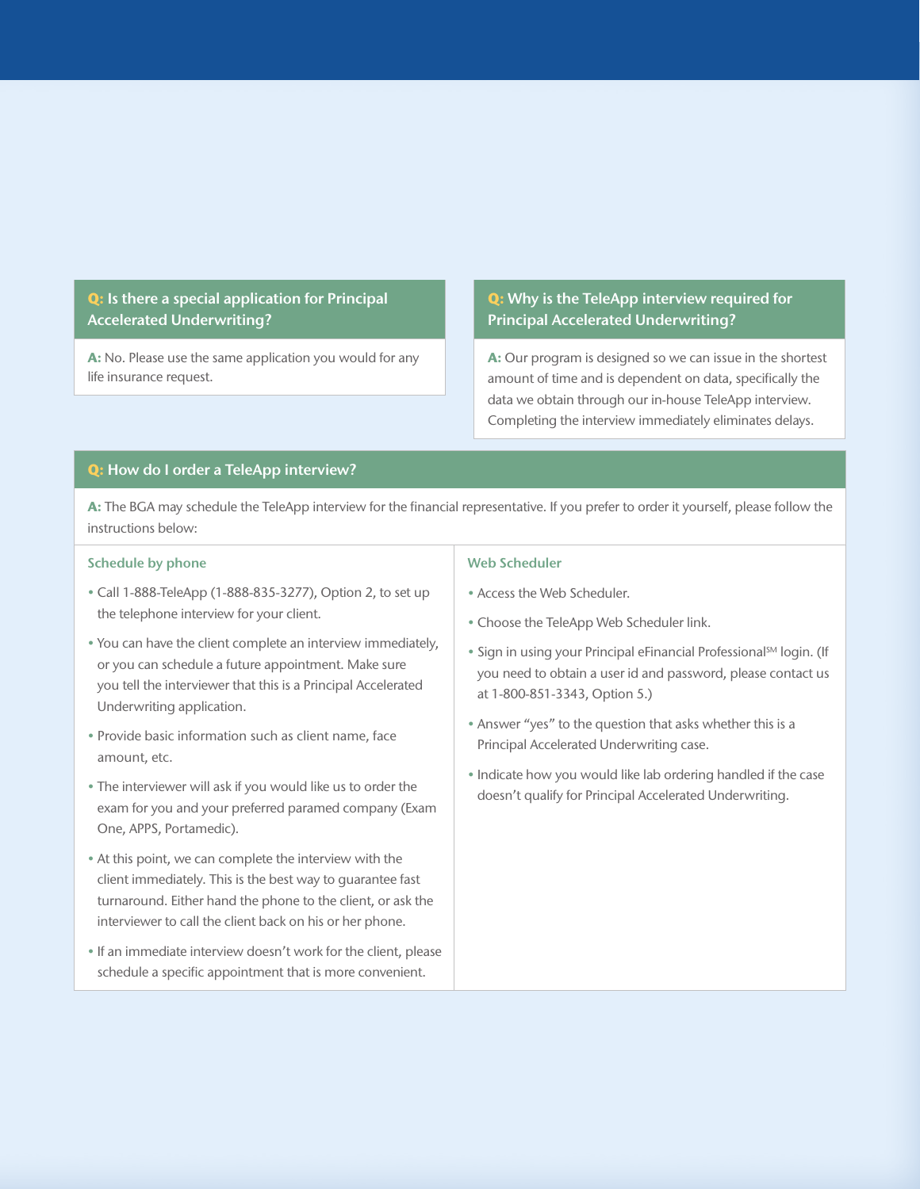**Q: Is there a special application for Principal Accelerated Underwriting?**

**A:** No. Please use the same application you would for any life insurance request.

**Q: Why is the TeleApp interview required for Principal Accelerated Underwriting?**

**A:** Our program is designed so we can issue in the shortest amount of time and is dependent on data, specifically the data we obtain through our in-house TeleApp interview. Completing the interview immediately eliminates delays.

**Q: How do I order a TeleApp interview?**

**A:** The BGA may schedule the TeleApp interview for the financial representative. If you prefer to order it yourself, please follow the instructions below:

### Schedule by phone

- Call 1-888-TeleApp (1-888-835-3277), Option 2, to set up the telephone interview for your client.
- You can have the client complete an interview immediately, or you can schedule a future appointment. Make sure you tell the interviewer that this is a Principal Accelerated Underwriting application.
- Provide basic information such as client name, face amount, etc.
- The interviewer will ask if you would like us to order the exam for you and your preferred paramed company (Exam One, APPS, Portamedic).
- At this point, we can complete the interview with the client immediately. This is the best way to guarantee fast turnaround. Either hand the phone to the client, or ask the interviewer to call the client back on his or her phone.
- If an immediate interview doesn't work for the client, please schedule a specific appointment that is more convenient.

### Web Scheduler

- Access the Web Scheduler.
- Choose the TeleApp Web Scheduler link.
- Sign in using your Principal eFinancial Professional[SM] login. (If you need to obtain a user id and password, please contact us at 1-800-851-3343, Option 5.)
- Answer "yes" to the question that asks whether this is a Principal Accelerated Underwriting case.
- Indicate how you would like lab ordering handled if the case doesn't qualify for Principal Accelerated Underwriting.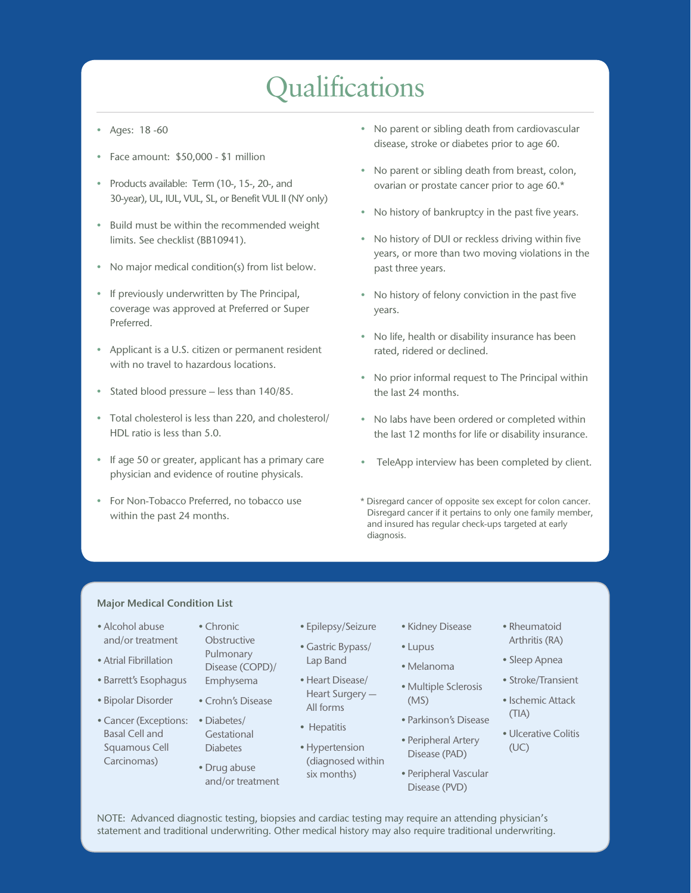# Qualifications

- Ages: 18 -60
- Face amount: $50,000 - $1 million
- Products available: Term (10-, 15-, 20-, and 30-year), UL, IUL, VUL, SL, or Benefit VUL II (NY only)
- Build must be within the recommended weight limits. See checklist (BB10941).
- No major medical condition(s) from list below.
- If previously underwritten by The Principal, coverage was approved at Preferred or Super Preferred.
- Applicant is a U.S. citizen or permanent resident with no travel to hazardous locations.
- Stated blood pressure – less than 140/85.
- Total cholesterol is less than 220, and cholesterol/HDL ratio is less than 5.0.
- If age 50 or greater, applicant has a primary care physician and evidence of routine physicals.
- For Non-Tobacco Preferred, no tobacco use within the past 24 months.
- No parent or sibling death from cardiovascular disease, stroke or diabetes prior to age 60.
- No parent or sibling death from breast, colon, ovarian or prostate cancer prior to age 60.*
- No history of bankruptcy in the past five years.
- No history of DUI or reckless driving within five years, or more than two moving violations in the past three years.
- No history of felony conviction in the past five years.
- No life, health or disability insurance has been rated, ridered or declined.
- No prior informal request to The Principal within the last 24 months.
- No labs have been ordered or completed within the last 12 months for life or disability insurance.
- TeleApp interview has been completed by client.

\* Disregard cancer of opposite sex except for colon cancer. Disregard cancer if it pertains to only one family member, and insured has regular check-ups targeted at early diagnosis.

**Major Medical Condition List**

- Alcohol abuse and/or treatment
- Atrial Fibrillation
- Barrett's Esophagus
- Bipolar Disorder
- Cancer (Exceptions: Basal Cell and Squamous Cell Carcinomas)
- Chronic Obstructive Pulmonary Disease (COPD)/ Emphysema
- Crohn's Disease
- Diabetes/ Gestational Diabetes
- Drug abuse and/or treatment
- Epilepsy/Seizure
- Gastric Bypass/ Lap Band
- Heart Disease/ Heart Surgery — All forms
- Hepatitis
- Hypertension (diagnosed within six months)
- Kidney Disease
- Lupus
- Melanoma
- Multiple Sclerosis (MS)
- Parkinson's Disease
- Peripheral Artery Disease (PAD)
- Peripheral Vascular Disease (PVD)
- Rheumatoid Arthritis (RA)
- Sleep Apnea
- Stroke/Transient
- Ischemic Attack (TIA)
- Ulcerative Colitis (UC)

NOTE: Advanced diagnostic testing, biopsies and cardiac testing may require an attending physician's statement and traditional underwriting. Other medical history may also require traditional underwriting.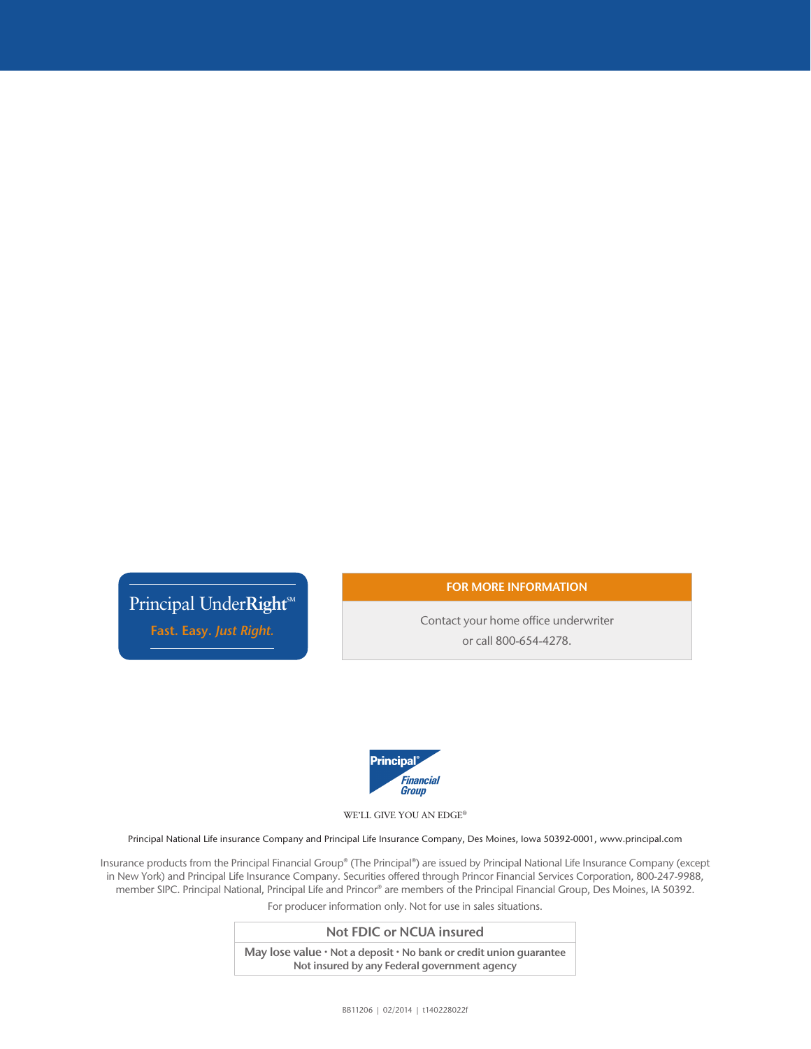Principal UnderRight℠

**Fast. Easy.** ***Just Right.***

**FOR MORE INFORMATION**

Contact your home office underwriter
or call 800-654-4278.

Principal® Financial Group

WE'LL GIVE YOU AN EDGE®

Principal National Life insurance Company and Principal Life Insurance Company, Des Moines, Iowa 50392-0001, www.principal.com

Insurance products from the Principal Financial Group® (The Principal®) are issued by Principal National Life Insurance Company (except in New York) and Principal Life Insurance Company. Securities offered through Princor Financial Services Corporation, 800-247-9988, member SIPC. Principal National, Principal Life and Princor® are members of the Principal Financial Group, Des Moines, IA 50392.

For producer information only. Not for use in sales situations.

Not FDIC or NCUA insured

May lose value • Not a deposit • No bank or credit union guarantee
Not insured by any Federal government agency

BB11206 | 02/2014 | t140228022f